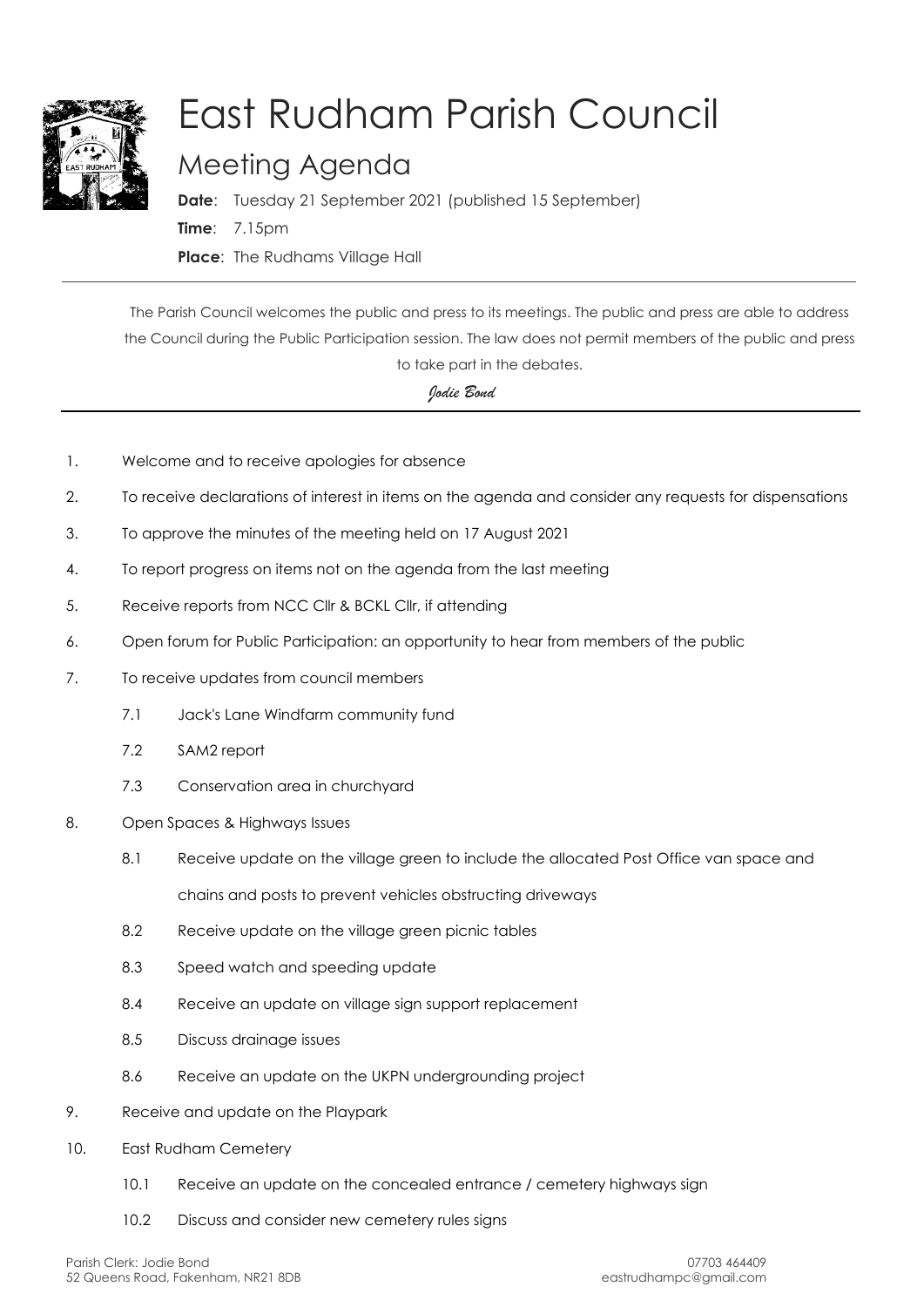# East Rudham Parish Council

## Meeting Agenda

**Date**: Tuesday 21 September 2021 (published 15 September)

**Time**: 7.15pm

**Place**: The Rudhams Village Hall

---

The Parish Council welcomes the public and press to its meetings. The public and press are able to address the Council during the Public Participation session. The law does not permit members of the public and press to take part in the debates.

*Jodie Bond*

---

1. Welcome and to receive apologies for absence
2. To receive declarations of interest in items on the agenda and consider any requests for dispensations
3. To approve the minutes of the meeting held on 17 August 2021
4. To report progress on items not on the agenda from the last meeting
5. Receive reports from NCC Cllr & BCKL Cllr, if attending
6. Open forum for Public Participation: an opportunity to hear from members of the public
7. To receive updates from council members
   - 7.1 Jack's Lane Windfarm community fund
   - 7.2 SAM2 report
   - 7.3 Conservation area in churchyard
8. Open Spaces & Highways Issues
   - 8.1 Receive update on the village green to include the allocated Post Office van space and chains and posts to prevent vehicles obstructing driveways
   - 8.2 Receive update on the village green picnic tables
   - 8.3 Speed watch and speeding update
   - 8.4 Receive an update on village sign support replacement
   - 8.5 Discuss drainage issues
   - 8.6 Receive an update on the UKPN undergrounding project
9. Receive and update on the Playpark
10. East Rudham Cemetery
    - 10.1 Receive an update on the concealed entrance / cemetery highways sign
    - 10.2 Discuss and consider new cemetery rules signs

Parish Clerk: Jodie Bond
52 Queens Road, Fakenham, NR21 8DB

07703 464409
eastrudhampc@gmail.com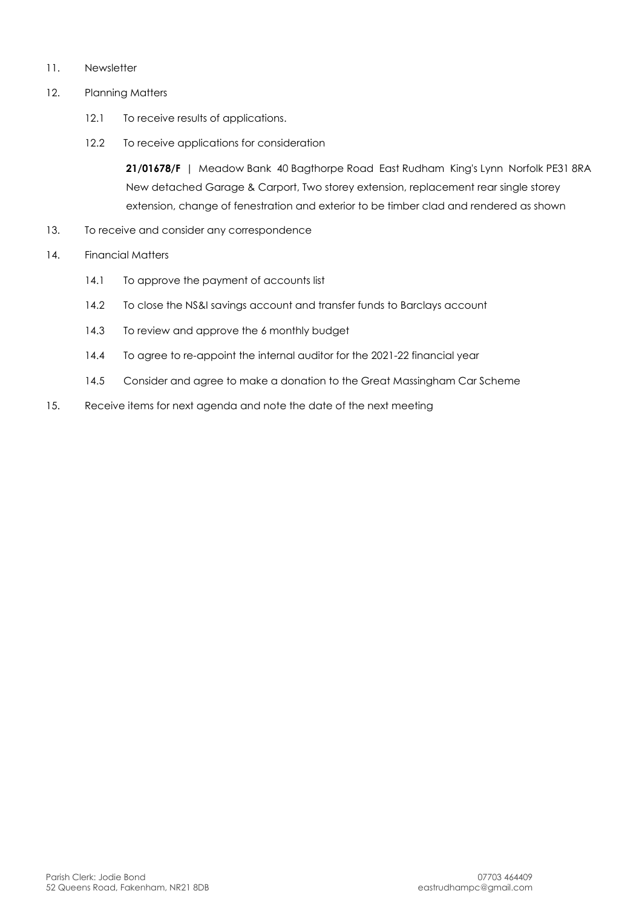11. Newsletter

12. Planning Matters

    12.1 To receive results of applications.

    12.2 To receive applications for consideration

    **21/01678/F** | Meadow Bank 40 Bagthorpe Road East Rudham King's Lynn Norfolk PE31 8RA New detached Garage & Carport, Two storey extension, replacement rear single storey extension, change of fenestration and exterior to be timber clad and rendered as shown

13. To receive and consider any correspondence

14. Financial Matters

    14.1 To approve the payment of accounts list

    14.2 To close the NS&I savings account and transfer funds to Barclays account

    14.3 To review and approve the 6 monthly budget

    14.4 To agree to re-appoint the internal auditor for the 2021-22 financial year

    14.5 Consider and agree to make a donation to the Great Massingham Car Scheme

15. Receive items for next agenda and note the date of the next meeting

Parish Clerk: Jodie Bond
52 Queens Road, Fakenham, NR21 8DB

07703 464409
eastrudhampc@gmail.com